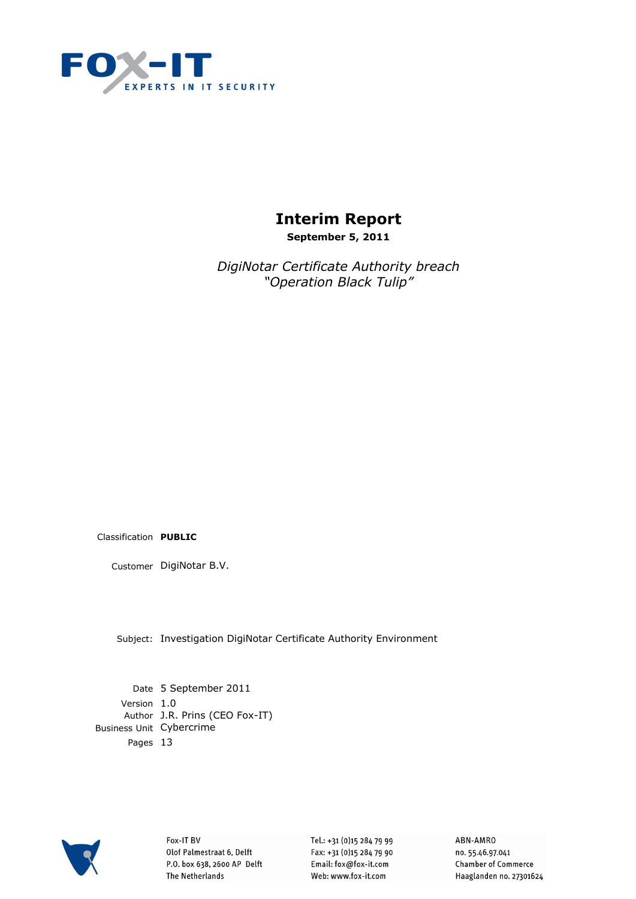FOX-IT

EXPERTS IN IT SECURITY

# Interim Report

**September 5, 2011**

*DigiNotar Certificate Authority breach*
*"Operation Black Tulip"*

Classification **PUBLIC**

Customer DigiNotar B.V.

Subject: Investigation DigiNotar Certificate Authority Environment

Date 5 September 2011
Version 1.0
Author J.R. Prins (CEO Fox-IT)
Business Unit Cybercrime
Pages 13

Fox-IT BV
Olof Palmestraat 6, Delft
P.O. box 638, 2600 AP Delft
The Netherlands

Tel.: +31 (0)15 284 79 99
Fax: +31 (0)15 284 79 90
Email: fox@fox-it.com
Web: www.fox-it.com

ABN-AMRO
no. 55.46.97.041
Chamber of Commerce
Haaglanden no. 27301624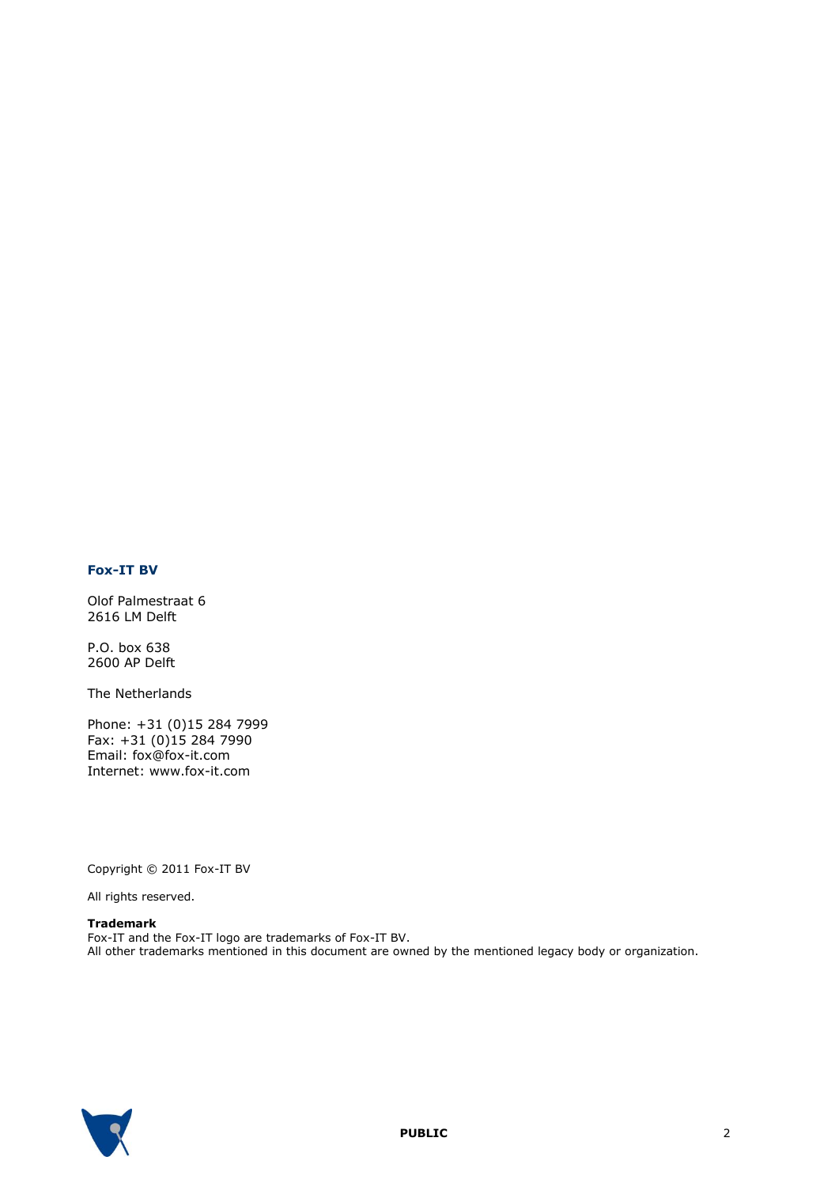**Fox-IT BV**

Olof Palmestraat 6
2616 LM Delft

P.O. box 638
2600 AP Delft

The Netherlands

Phone: +31 (0)15 284 7999
Fax: +31 (0)15 284 7990
Email: fox@fox-it.com
Internet: www.fox-it.com

Copyright © 2011 Fox-IT BV

All rights reserved.

**Trademark**
Fox-IT and the Fox-IT logo are trademarks of Fox-IT BV.
All other trademarks mentioned in this document are owned by the mentioned legacy body or organization.

**PUBLIC**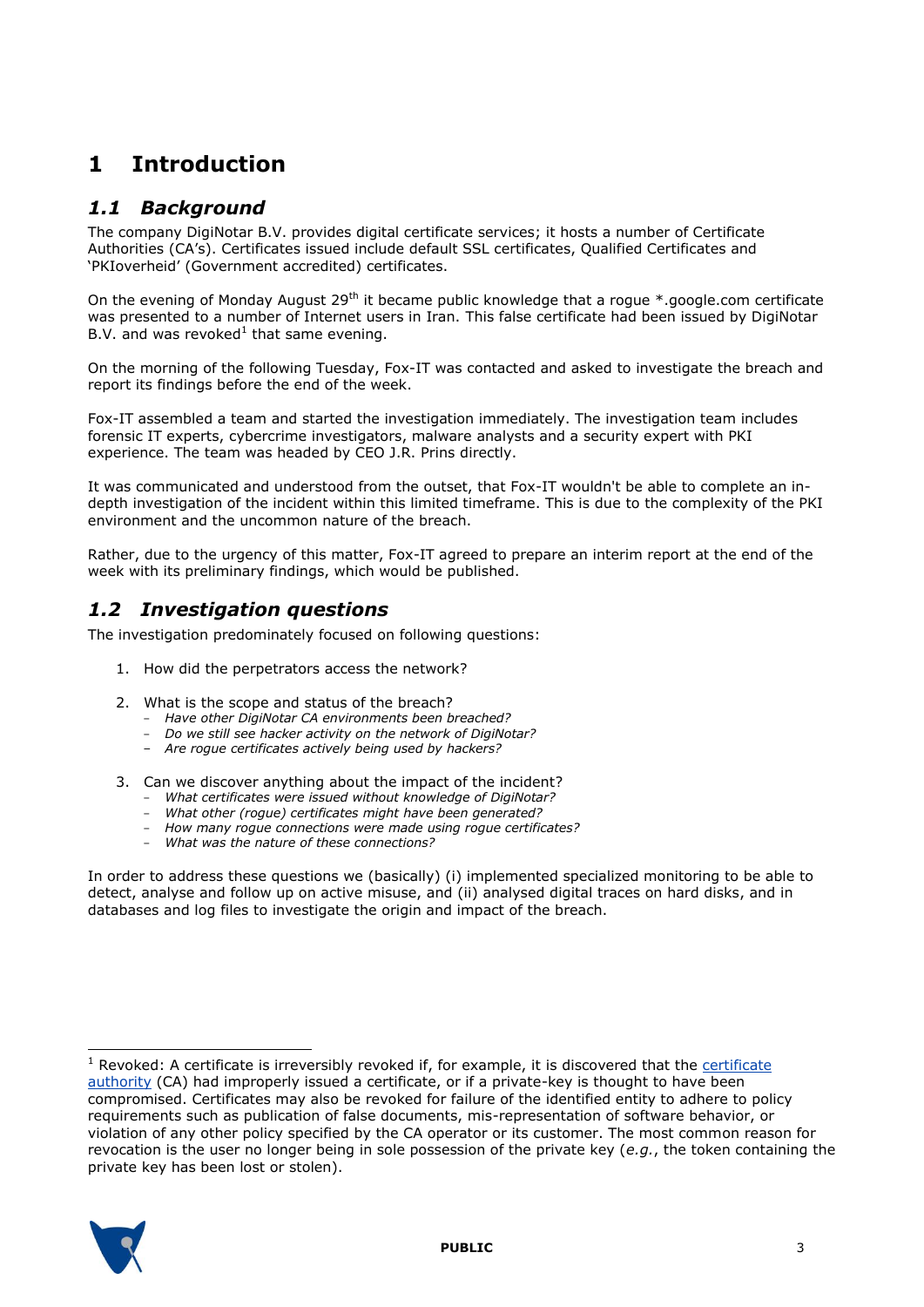# 1 Introduction

## *1.1 Background*

The company DigiNotar B.V. provides digital certificate services; it hosts a number of Certificate Authorities (CA's). Certificates issued include default SSL certificates, Qualified Certificates and 'PKIoverheid' (Government accredited) certificates.

On the evening of Monday August 29th it became public knowledge that a rogue *.google.com certificate was presented to a number of Internet users in Iran. This false certificate had been issued by DigiNotar B.V. and was revoked[1] that same evening.

On the morning of the following Tuesday, Fox-IT was contacted and asked to investigate the breach and report its findings before the end of the week.

Fox-IT assembled a team and started the investigation immediately. The investigation team includes forensic IT experts, cybercrime investigators, malware analysts and a security expert with PKI experience. The team was headed by CEO J.R. Prins directly.

It was communicated and understood from the outset, that Fox-IT wouldn't be able to complete an in-depth investigation of the incident within this limited timeframe. This is due to the complexity of the PKI environment and the uncommon nature of the breach.

Rather, due to the urgency of this matter, Fox-IT agreed to prepare an interim report at the end of the week with its preliminary findings, which would be published.

## *1.2 Investigation questions*

The investigation predominately focused on following questions:

1. How did the perpetrators access the network?

2. What is the scope and status of the breach?
   - *Have other DigiNotar CA environments been breached?*
   - *Do we still see hacker activity on the network of DigiNotar?*
   - *Are rogue certificates actively being used by hackers?*

3. Can we discover anything about the impact of the incident?
   - *What certificates were issued without knowledge of DigiNotar?*
   - *What other (rogue) certificates might have been generated?*
   - *How many rogue connections were made using rogue certificates?*
   - *What was the nature of these connections?*

In order to address these questions we (basically) (i) implemented specialized monitoring to be able to detect, analyse and follow up on active misuse, and (ii) analysed digital traces on hard disks, and in databases and log files to investigate the origin and impact of the breach.

---

[1] Revoked: A certificate is irreversibly revoked if, for example, it is discovered that the certificate authority (CA) had improperly issued a certificate, or if a private-key is thought to have been compromised. Certificates may also be revoked for failure of the identified entity to adhere to policy requirements such as publication of false documents, mis-representation of software behavior, or violation of any other policy specified by the CA operator or its customer. The most common reason for revocation is the user no longer being in sole possession of the private key (*e.g.*, the token containing the private key has been lost or stolen).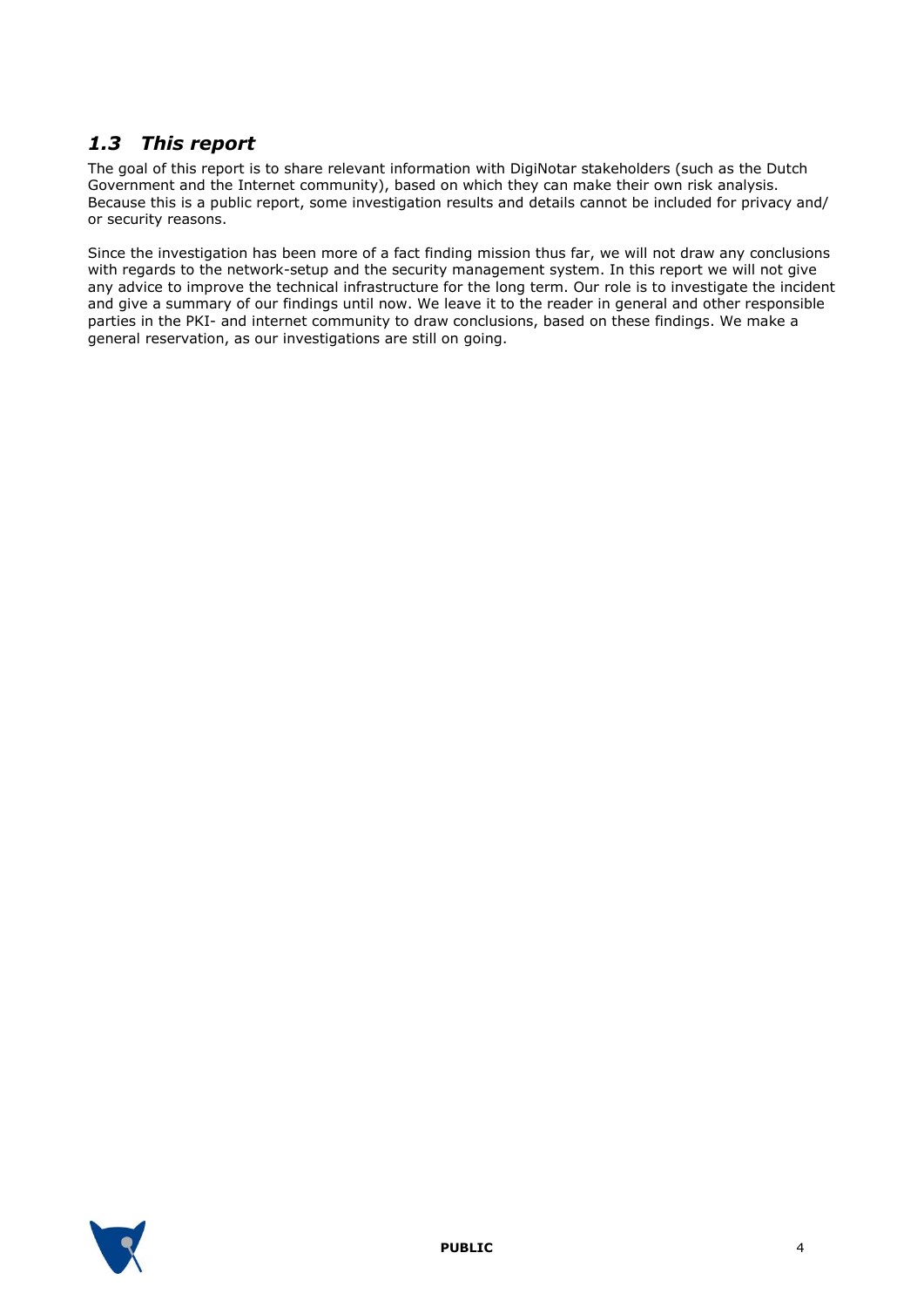## *1.3 This report*

The goal of this report is to share relevant information with DigiNotar stakeholders (such as the Dutch Government and the Internet community), based on which they can make their own risk analysis. Because this is a public report, some investigation results and details cannot be included for privacy and/ or security reasons.

Since the investigation has been more of a fact finding mission thus far, we will not draw any conclusions with regards to the network-setup and the security management system. In this report we will not give any advice to improve the technical infrastructure for the long term. Our role is to investigate the incident and give a summary of our findings until now. We leave it to the reader in general and other responsible parties in the PKI- and internet community to draw conclusions, based on these findings. We make a general reservation, as our investigations are still on going.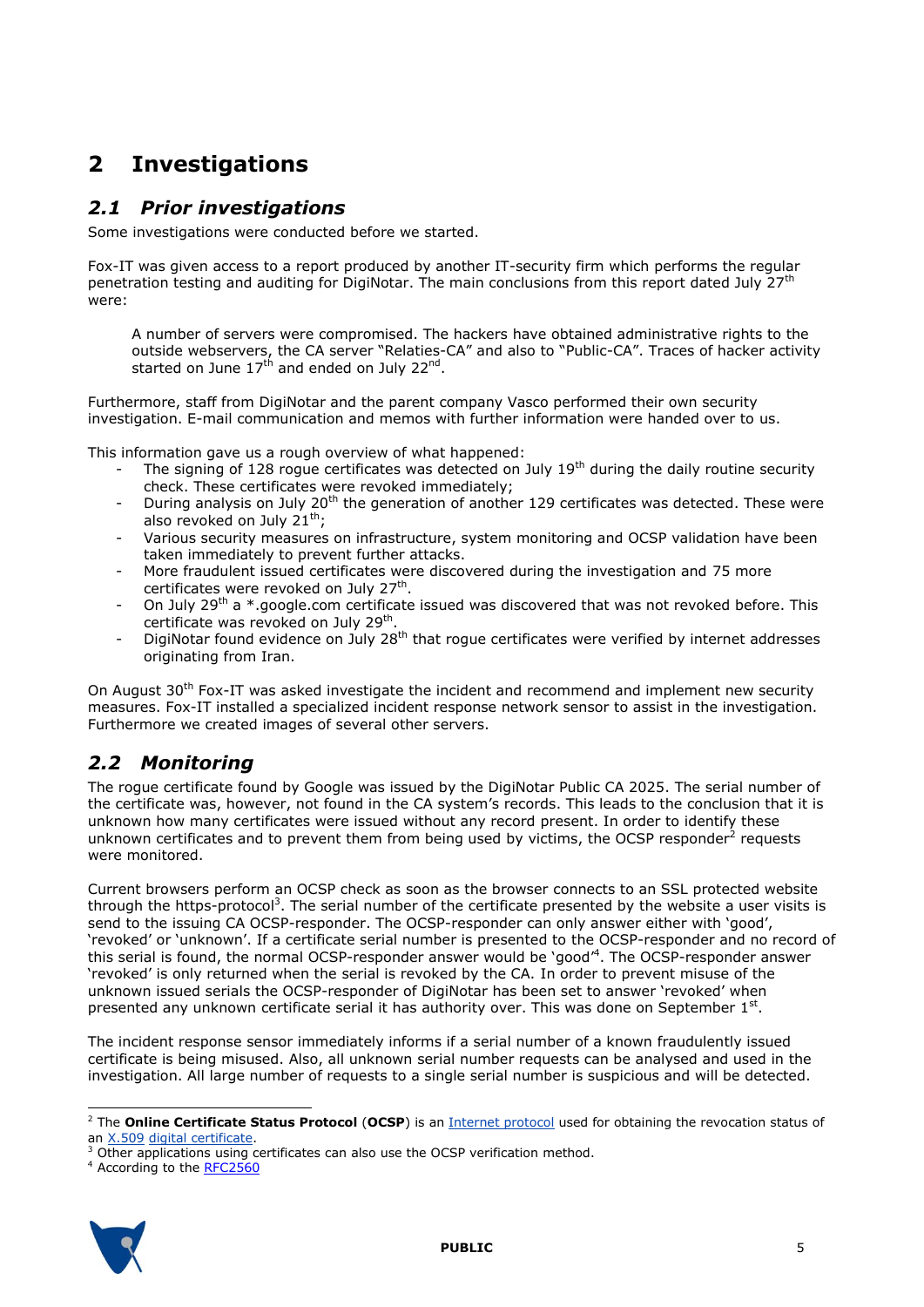# 2 Investigations

## 2.1 Prior investigations

Some investigations were conducted before we started.

Fox-IT was given access to a report produced by another IT-security firm which performs the regular penetration testing and auditing for DigiNotar. The main conclusions from this report dated July 27th were:

> A number of servers were compromised. The hackers have obtained administrative rights to the outside webservers, the CA server "Relaties-CA" and also to "Public-CA". Traces of hacker activity started on June 17th and ended on July 22nd.

Furthermore, staff from DigiNotar and the parent company Vasco performed their own security investigation. E-mail communication and memos with further information were handed over to us.

This information gave us a rough overview of what happened:

- The signing of 128 rogue certificates was detected on July 19th during the daily routine security check. These certificates were revoked immediately;
- During analysis on July 20th the generation of another 129 certificates was detected. These were also revoked on July 21th;
- Various security measures on infrastructure, system monitoring and OCSP validation have been taken immediately to prevent further attacks.
- More fraudulent issued certificates were discovered during the investigation and 75 more certificates were revoked on July 27th.
- On July 29th a *.google.com certificate issued was discovered that was not revoked before. This certificate was revoked on July 29th.
- DigiNotar found evidence on July 28th that rogue certificates were verified by internet addresses originating from Iran.

On August 30th Fox-IT was asked investigate the incident and recommend and implement new security measures. Fox-IT installed a specialized incident response network sensor to assist in the investigation. Furthermore we created images of several other servers.

## 2.2 Monitoring

The rogue certificate found by Google was issued by the DigiNotar Public CA 2025. The serial number of the certificate was, however, not found in the CA system's records. This leads to the conclusion that it is unknown how many certificates were issued without any record present. In order to identify these unknown certificates and to prevent them from being used by victims, the OCSP responder[2] requests were monitored.

Current browsers perform an OCSP check as soon as the browser connects to an SSL protected website through the https-protocol[3]. The serial number of the certificate presented by the website a user visits is send to the issuing CA OCSP-responder. The OCSP-responder can only answer either with 'good', 'revoked' or 'unknown'. If a certificate serial number is presented to the OCSP-responder and no record of this serial is found, the normal OCSP-responder answer would be 'good'[4]. The OCSP-responder answer 'revoked' is only returned when the serial is revoked by the CA. In order to prevent misuse of the unknown issued serials the OCSP-responder of DigiNotar has been set to answer 'revoked' when presented any unknown certificate serial it has authority over. This was done on September 1st.

The incident response sensor immediately informs if a serial number of a known fraudulently issued certificate is being misused. Also, all unknown serial number requests can be analysed and used in the investigation. All large number of requests to a single serial number is suspicious and will be detected.

---

[2] The **Online Certificate Status Protocol** (**OCSP**) is an Internet protocol used for obtaining the revocation status of an X.509 digital certificate.

[3] Other applications using certificates can also use the OCSP verification method.

[4] According to the RFC2560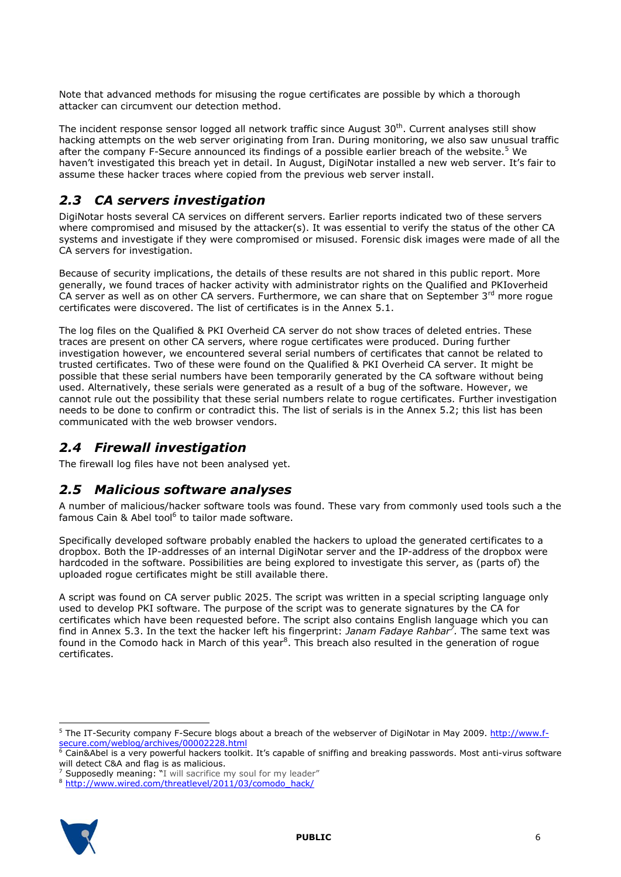Note that advanced methods for misusing the rogue certificates are possible by which a thorough attacker can circumvent our detection method.

The incident response sensor logged all network traffic since August 30th. Current analyses still show hacking attempts on the web server originating from Iran. During monitoring, we also saw unusual traffic after the company F-Secure announced its findings of a possible earlier breach of the website.[5] We haven't investigated this breach yet in detail. In August, DigiNotar installed a new web server. It's fair to assume these hacker traces where copied from the previous web server install.

## 2.3 CA servers investigation

DigiNotar hosts several CA services on different servers. Earlier reports indicated two of these servers where compromised and misused by the attacker(s). It was essential to verify the status of the other CA systems and investigate if they were compromised or misused. Forensic disk images were made of all the CA servers for investigation.

Because of security implications, the details of these results are not shared in this public report. More generally, we found traces of hacker activity with administrator rights on the Qualified and PKIoverheid CA server as well as on other CA servers. Furthermore, we can share that on September 3rd more rogue certificates were discovered. The list of certificates is in the Annex 5.1.

The log files on the Qualified & PKI Overheid CA server do not show traces of deleted entries. These traces are present on other CA servers, where rogue certificates were produced. During further investigation however, we encountered several serial numbers of certificates that cannot be related to trusted certificates. Two of these were found on the Qualified & PKI Overheid CA server. It might be possible that these serial numbers have been temporarily generated by the CA software without being used. Alternatively, these serials were generated as a result of a bug of the software. However, we cannot rule out the possibility that these serial numbers relate to rogue certificates. Further investigation needs to be done to confirm or contradict this. The list of serials is in the Annex 5.2; this list has been communicated with the web browser vendors.

## 2.4 Firewall investigation

The firewall log files have not been analysed yet.

## 2.5 Malicious software analyses

A number of malicious/hacker software tools was found. These vary from commonly used tools such a the famous Cain & Abel tool[6] to tailor made software.

Specifically developed software probably enabled the hackers to upload the generated certificates to a dropbox. Both the IP-addresses of an internal DigiNotar server and the IP-address of the dropbox were hardcoded in the software. Possibilities are being explored to investigate this server, as (parts of) the uploaded rogue certificates might be still available there.

A script was found on CA server public 2025. The script was written in a special scripting language only used to develop PKI software. The purpose of the script was to generate signatures by the CA for certificates which have been requested before. The script also contains English language which you can find in Annex 5.3. In the text the hacker left his fingerprint: *Janam Fadaye Rahbar*[7]. The same text was found in the Comodo hack in March of this year[8]. This breach also resulted in the generation of rogue certificates.

---

[5] The IT-Security company F-Secure blogs about a breach of the webserver of DigiNotar in May 2009. http://www.f-secure.com/weblog/archives/00002228.html

[6] Cain&Abel is a very powerful hackers toolkit. It's capable of sniffing and breaking passwords. Most anti-virus software will detect C&A and flag is as malicious.

[7] Supposedly meaning: "I will sacrifice my soul for my leader"

[8] http://www.wired.com/threatlevel/2011/03/comodo_hack/

PUBLIC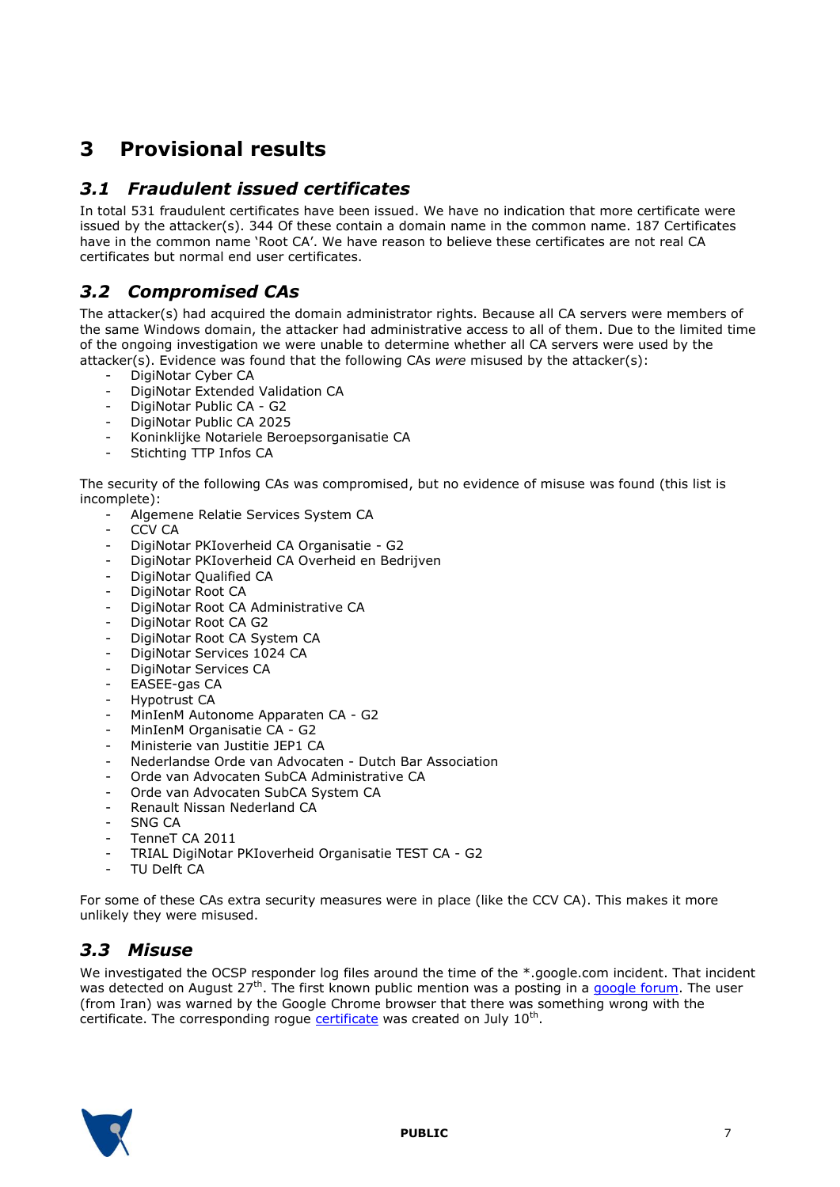# 3 Provisional results

## 3.1 Fraudulent issued certificates

In total 531 fraudulent certificates have been issued. We have no indication that more certificate were issued by the attacker(s). 344 Of these contain a domain name in the common name. 187 Certificates have in the common name 'Root CA'. We have reason to believe these certificates are not real CA certificates but normal end user certificates.

## 3.2 Compromised CAs

The attacker(s) had acquired the domain administrator rights. Because all CA servers were members of the same Windows domain, the attacker had administrative access to all of them. Due to the limited time of the ongoing investigation we were unable to determine whether all CA servers were used by the attacker(s). Evidence was found that the following CAs *were* misused by the attacker(s):

- DigiNotar Cyber CA
- DigiNotar Extended Validation CA
- DigiNotar Public CA - G2
- DigiNotar Public CA 2025
- Koninklijke Notariele Beroepsorganisatie CA
- Stichting TTP Infos CA

The security of the following CAs was compromised, but no evidence of misuse was found (this list is incomplete):

- Algemene Relatie Services System CA
- CCV CA
- DigiNotar PKIoverheid CA Organisatie - G2
- DigiNotar PKIoverheid CA Overheid en Bedrijven
- DigiNotar Qualified CA
- DigiNotar Root CA
- DigiNotar Root CA Administrative CA
- DigiNotar Root CA G2
- DigiNotar Root CA System CA
- DigiNotar Services 1024 CA
- DigiNotar Services CA
- EASEE-gas CA
- Hypotrust CA
- MinIenM Autonome Apparaten CA - G2
- MinIenM Organisatie CA - G2
- Ministerie van Justitie JEP1 CA
- Nederlandse Orde van Advocaten - Dutch Bar Association
- Orde van Advocaten SubCA Administrative CA
- Orde van Advocaten SubCA System CA
- Renault Nissan Nederland CA
- SNG CA
- TenneT CA 2011
- TRIAL DigiNotar PKIoverheid Organisatie TEST CA - G2
- TU Delft CA

For some of these CAs extra security measures were in place (like the CCV CA). This makes it more unlikely they were misused.

## 3.3 Misuse

We investigated the OCSP responder log files around the time of the *.google.com incident. That incident was detected on August 27th. The first known public mention was a posting in a google forum. The user (from Iran) was warned by the Google Chrome browser that there was something wrong with the certificate. The corresponding rogue certificate was created on July 10th.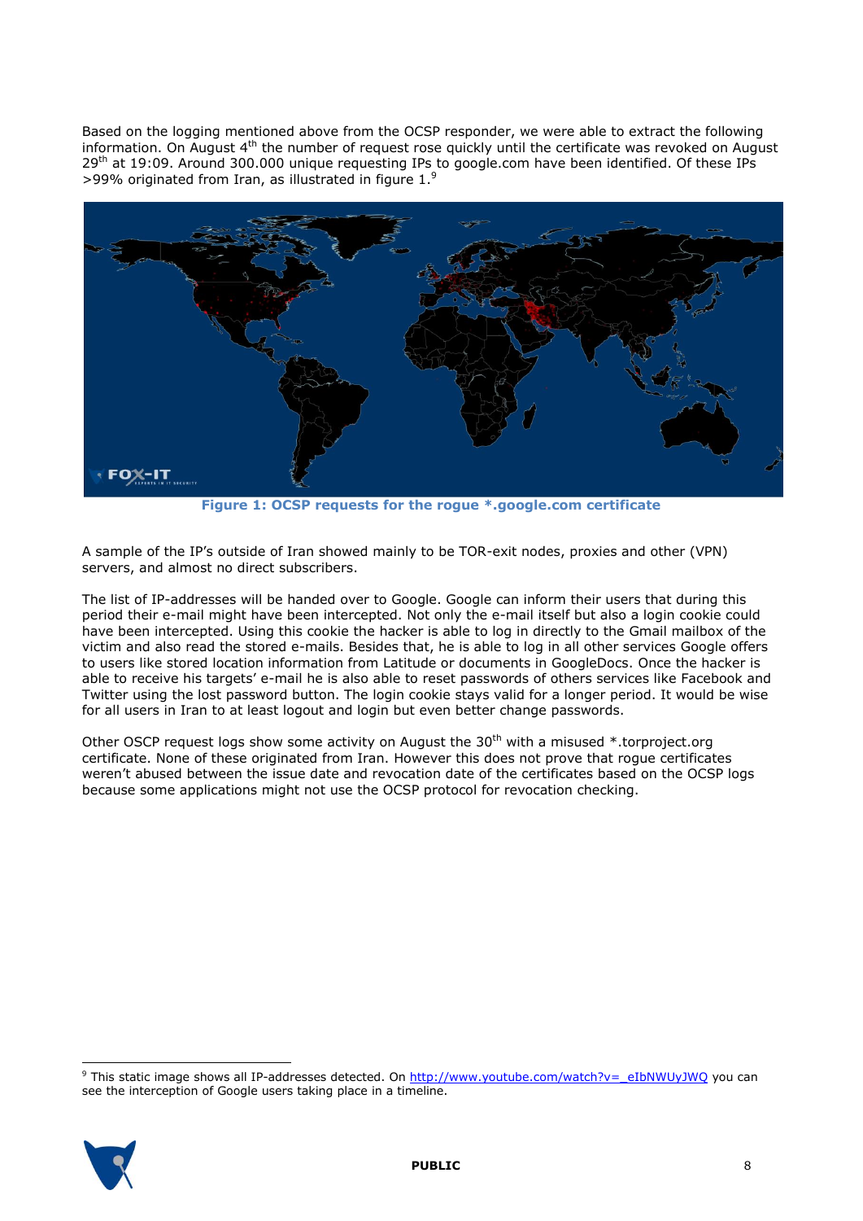Based on the logging mentioned above from the OCSP responder, we were able to extract the following information. On August 4th the number of request rose quickly until the certificate was revoked on August 29th at 19:09. Around 300.000 unique requesting IPs to google.com have been identified. Of these IPs >99% originated from Iran, as illustrated in figure 1.[9]

**Figure 1: OCSP requests for the rogue *.google.com certificate**

A sample of the IP's outside of Iran showed mainly to be TOR-exit nodes, proxies and other (VPN) servers, and almost no direct subscribers.

The list of IP-addresses will be handed over to Google. Google can inform their users that during this period their e-mail might have been intercepted. Not only the e-mail itself but also a login cookie could have been intercepted. Using this cookie the hacker is able to log in directly to the Gmail mailbox of the victim and also read the stored e-mails. Besides that, he is able to log in all other services Google offers to users like stored location information from Latitude or documents in GoogleDocs. Once the hacker is able to receive his targets' e-mail he is also able to reset passwords of others services like Facebook and Twitter using the lost password button. The login cookie stays valid for a longer period. It would be wise for all users in Iran to at least logout and login but even better change passwords.

Other OSCP request logs show some activity on August the 30th with a misused *.torproject.org certificate. None of these originated from Iran. However this does not prove that rogue certificates weren't abused between the issue date and revocation date of the certificates based on the OCSP logs because some applications might not use the OCSP protocol for revocation checking.

---

[9] This static image shows all IP-addresses detected. On http://www.youtube.com/watch?v=_eIbNWUyJWQ you can see the interception of Google users taking place in a timeline.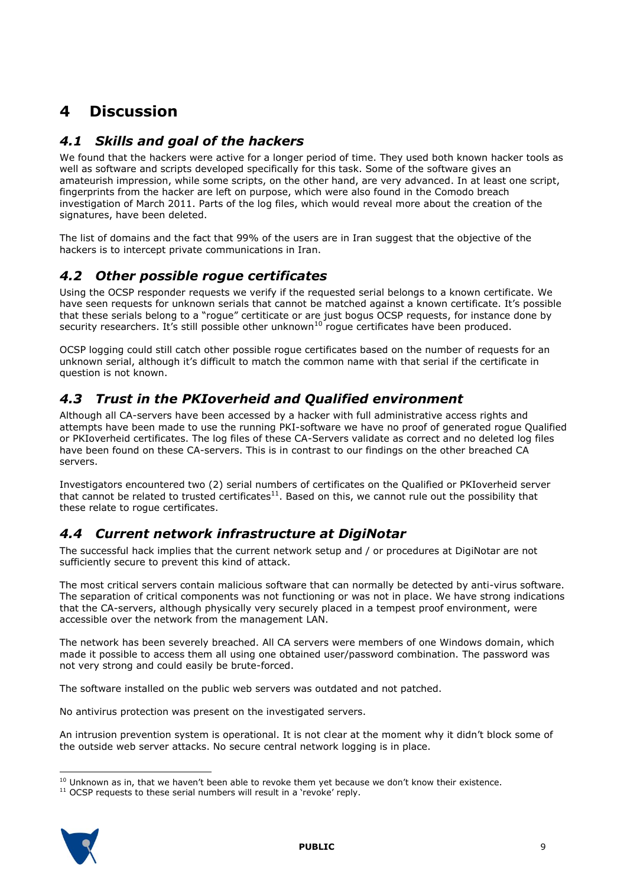# 4 Discussion

## *4.1 Skills and goal of the hackers*

We found that the hackers were active for a longer period of time. They used both known hacker tools as well as software and scripts developed specifically for this task. Some of the software gives an amateurish impression, while some scripts, on the other hand, are very advanced. In at least one script, fingerprints from the hacker are left on purpose, which were also found in the Comodo breach investigation of March 2011. Parts of the log files, which would reveal more about the creation of the signatures, have been deleted.

The list of domains and the fact that 99% of the users are in Iran suggest that the objective of the hackers is to intercept private communications in Iran.

## *4.2 Other possible rogue certificates*

Using the OCSP responder requests we verify if the requested serial belongs to a known certificate. We have seen requests for unknown serials that cannot be matched against a known certificate. It's possible that these serials belong to a "rogue" certiticate or are just bogus OCSP requests, for instance done by security researchers. It's still possible other unknown[10] rogue certificates have been produced.

OCSP logging could still catch other possible rogue certificates based on the number of requests for an unknown serial, although it's difficult to match the common name with that serial if the certificate in question is not known.

## *4.3 Trust in the PKIoverheid and Qualified environment*

Although all CA-servers have been accessed by a hacker with full administrative access rights and attempts have been made to use the running PKI-software we have no proof of generated rogue Qualified or PKIoverheid certificates. The log files of these CA-Servers validate as correct and no deleted log files have been found on these CA-servers. This is in contrast to our findings on the other breached CA servers.

Investigators encountered two (2) serial numbers of certificates on the Qualified or PKIoverheid server that cannot be related to trusted certificates[11]. Based on this, we cannot rule out the possibility that these relate to rogue certificates.

## *4.4 Current network infrastructure at DigiNotar*

The successful hack implies that the current network setup and / or procedures at DigiNotar are not sufficiently secure to prevent this kind of attack.

The most critical servers contain malicious software that can normally be detected by anti-virus software. The separation of critical components was not functioning or was not in place. We have strong indications that the CA-servers, although physically very securely placed in a tempest proof environment, were accessible over the network from the management LAN.

The network has been severely breached. All CA servers were members of one Windows domain, which made it possible to access them all using one obtained user/password combination. The password was not very strong and could easily be brute-forced.

The software installed on the public web servers was outdated and not patched.

No antivirus protection was present on the investigated servers.

An intrusion prevention system is operational. It is not clear at the moment why it didn't block some of the outside web server attacks. No secure central network logging is in place.

---

[10] Unknown as in, that we haven't been able to revoke them yet because we don't know their existence.

[11] OCSP requests to these serial numbers will result in a 'revoke' reply.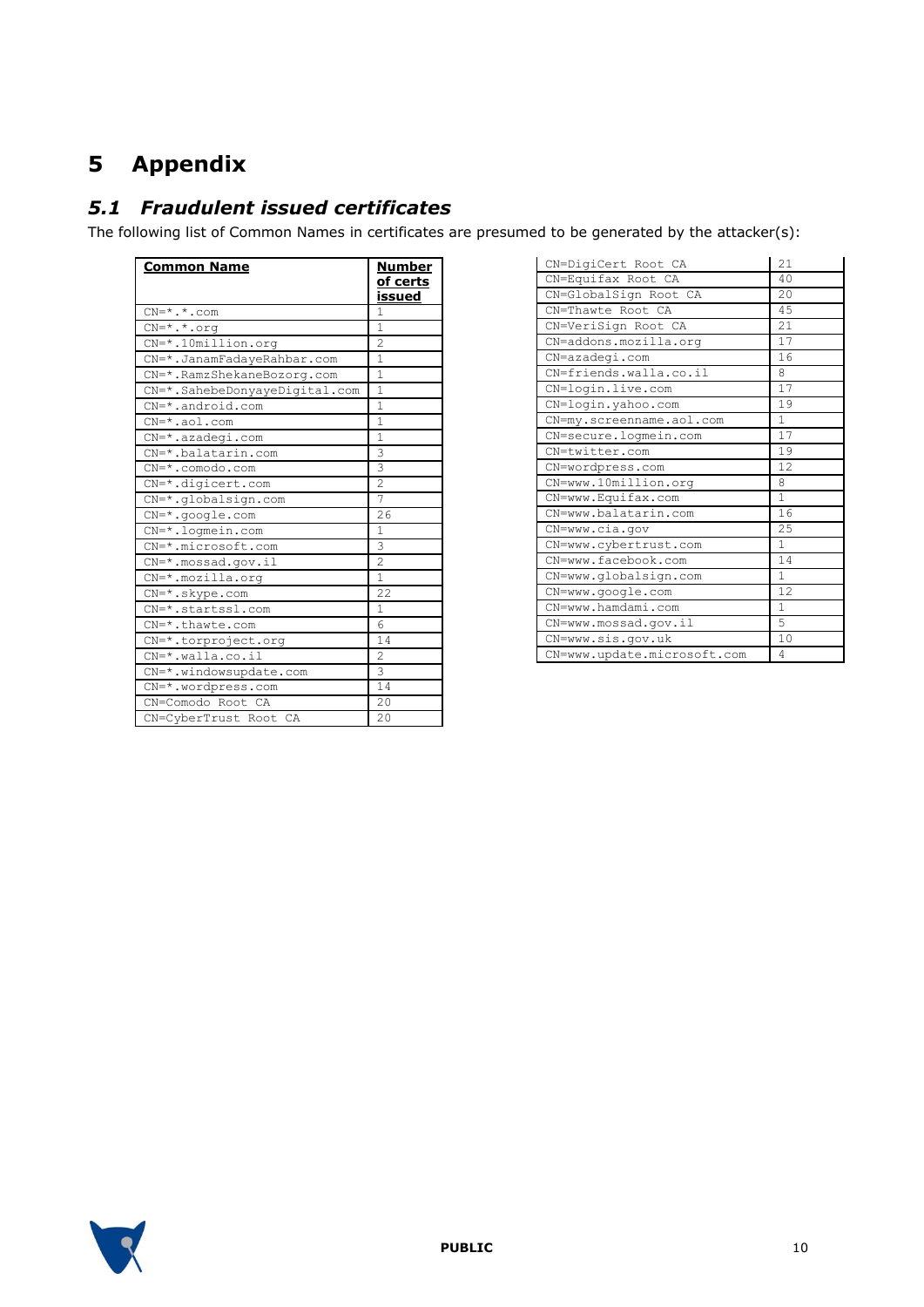# 5 Appendix

## *5.1 Fraudulent issued certificates*

The following list of Common Names in certificates are presumed to be generated by the attacker(s):

| Common Name | Number of certs issued |
|---|---|
| CN=*.*.com | 1 |
| CN=*.*.org | 1 |
| CN=*.10million.org | 2 |
| CN=*.JanamFadayeRahbar.com | 1 |
| CN=*.RamzShekaneBozorg.com | 1 |
| CN=*.SahebeDonyayeDigital.com | 1 |
| CN=*.android.com | 1 |
| CN=*.aol.com | 1 |
| CN=*.azadegi.com | 1 |
| CN=*.balatarin.com | 3 |
| CN=*.comodo.com | 3 |
| CN=*.digicert.com | 2 |
| CN=*.globalsign.com | 7 |
| CN=*.google.com | 26 |
| CN=*.logmein.com | 1 |
| CN=*.microsoft.com | 3 |
| CN=*.mossad.gov.il | 2 |
| CN=*.mozilla.org | 1 |
| CN=*.skype.com | 22 |
| CN=*.startssl.com | 1 |
| CN=*.thawte.com | 6 |
| CN=*.torproject.org | 14 |
| CN=*.walla.co.il | 2 |
| CN=*.windowsupdate.com | 3 |
| CN=*.wordpress.com | 14 |
| CN=Comodo Root CA | 20 |
| CN=CyberTrust Root CA | 20 |
| CN=DigiCert Root CA | 21 |
| CN=Equifax Root CA | 40 |
| CN=GlobalSign Root CA | 20 |
| CN=Thawte Root CA | 45 |
| CN=VeriSign Root CA | 21 |
| CN=addons.mozilla.org | 17 |
| CN=azadegi.com | 16 |
| CN=friends.walla.co.il | 8 |
| CN=login.live.com | 17 |
| CN=login.yahoo.com | 19 |
| CN=my.screenname.aol.com | 1 |
| CN=secure.logmein.com | 17 |
| CN=twitter.com | 19 |
| CN=wordpress.com | 12 |
| CN=www.10million.org | 8 |
| CN=www.Equifax.com | 1 |
| CN=www.balatarin.com | 16 |
| CN=www.cia.gov | 25 |
| CN=www.cybertrust.com | 1 |
| CN=www.facebook.com | 14 |
| CN=www.globalsign.com | 1 |
| CN=www.google.com | 12 |
| CN=www.hamdami.com | 1 |
| CN=www.mossad.gov.il | 5 |
| CN=www.sis.gov.uk | 10 |
| CN=www.update.microsoft.com | 4 |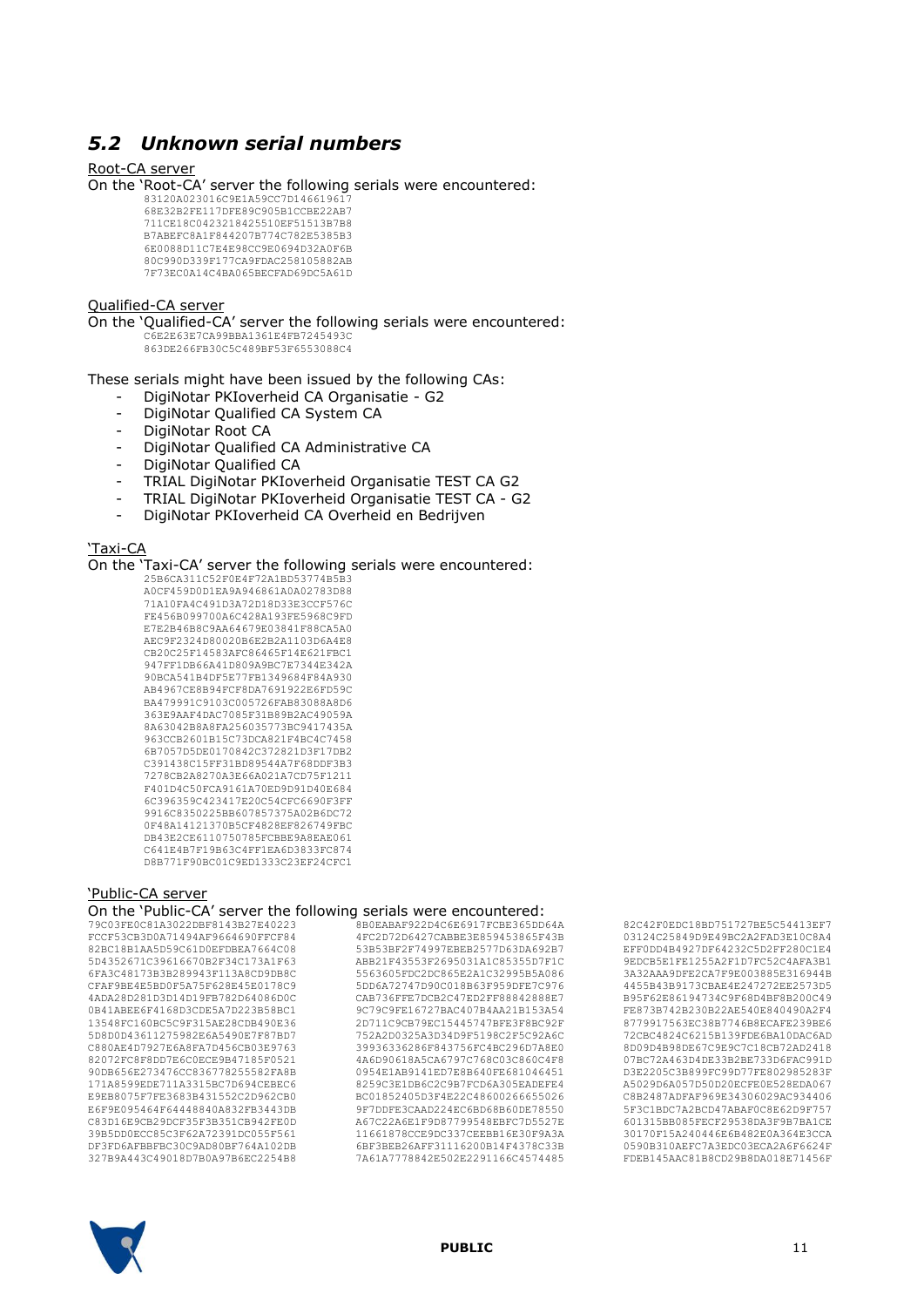## *5.2 Unknown serial numbers*

Root-CA server

On the 'Root-CA' server the following serials were encountered:

```
83120A023016C9E1A59CC7D146619617
68E32B2FE117DFE89C905B1CCBE22AB7
711CE18C0423218425510EF51513B7B8
B7ABEFC8A1F844207B774C782E5385B3
6E0088D11C7E4E98CC9E0694D32A0F6B
80C990D339F177CA9FDAC258105882AB
7F73EC0A14C4BA065BECFAD69DC5A61D
```

Qualified-CA server

On the 'Qualified-CA' server the following serials were encountered:

```
C6E2E63E7CA99BBA1361E4FB7245493C
863DE266FB30C5C489BF53F6553088C4
```

These serials might have been issued by the following CAs:

- DigiNotar PKIoverheid CA Organisatie - G2
- DigiNotar Qualified CA System CA
- DigiNotar Root CA
- DigiNotar Qualified CA Administrative CA
- DigiNotar Qualified CA
- TRIAL DigiNotar PKIoverheid Organisatie TEST CA G2
- TRIAL DigiNotar PKIoverheid Organisatie TEST CA - G2
- DigiNotar PKIoverheid CA Overheid en Bedrijven

'Taxi-CA

On the 'Taxi-CA' server the following serials were encountered:

```
25B6CA311C52F0E4F72A1BD53774B5B3
A0CF459D0D1EA9A946861A0A02783D88
71A10FA4C491D3A72D18D33E3CCF576C
FE456B099700A6C428A193FE5968C9FD
E7E2B46B8C9AA64679E03841F88CA5A0
AEC9F2324D80020B6E2B2A1103D6A4E8
CB20C25F14583AFC86465F14E621FBC1
947FF1DB66A41D809A9BC7E7344E342A
90BCA541B4DF5E77FB1349684F84A930
AB4967CE8B94FCF8DA7691922E6FD59C
BA479991C9103C005726FAB83088A8D6
363E9AAF4DAC7085F31B89B2AC49059A
8A63042B8A8FA256035773BC9417435A
963CCB2601B15C73DCA821F4BC4C7458
6B7057D5DE0170842C372821D3F17DB2
C391438C15FF31BD89544A7F68DDF3B3
7278CB2A8270A3E66A021A7CD75F1211
F401D4C50FCA9161A70ED9D91D40E684
6C396359C423417E20C54CFC6690F3FF
9916C8350225BB607857375A02B6DC72
0F48A14121370B5CF4828EF826749FBC
DB43E2CE6110750785FCBBE9A8EAE061
C641E4B7F19B63C4FF1EA6D3833FC874
D8B771F90BC01C9ED1333C23EF24CFC1
```

'Public-CA server

On the 'Public-CA' server the following serials were encountered:

```
79C03FE0C81A3022DBF8143B27E40223
FCCF53CB3D0A71494AF9664690FFCF84
82BC18B1AA5D59C61D0EFDBEA7664C08
5D4352671C39616670B2F34C173A1F63
6FA3C48173B3B289943F113A8CD9DB8C
CFAF9BE4E5BD0F5A75F628E45E0178C9
4ADA28D281D3D14D19FB782D64086D0C
0B41ABEE6F4168D3CDE5A7D223B58BC1
13548FC160BC5C9F315AE28CDB490E36
5D8D0D43611275982E6A5490E7F87BD7
C880AE4D7927E6A8FA7D456CB03E9763
82072FC8F8DD7E6C0ECE9B47185F0521
90DB656E273476CC836778255582FA8B
171A8599EDE711A3315BC7D694CEBEC6
E9EB8075F7FE3683B431552C2D962CB0
E6F9E095464F64448840A832FB3443DB
C83D16E9CB29DCF35F3B351CB942FE0D
39B5DD0ECC85C3F62A72391DC055F561
DF3FD6AFBBFBC30C9AD80BF764A102DB
327B9A443C49018D7B0A97B6EC2254B8
8B0EABAF922D4C6E6917FCBE365DD64A
4FC2D72D6427CABBE3E859453865F43B
53B53BF2F74997EBEB2577D63DA692B7
ABB21F43553F2695031A1C85355D7F1C
5563605FDC2DC865E2A1C32995B5A086
5DD6A72747D90C018B63F959DFE7C976
CAB736FFE7DCB2C47ED2FF88842888E7
9C79C9FE16727BAC407B4AA21B153A54
2D711C9CB79EC15445747BFE3F8BC92F
752A2D0325A3D34D9F5198C2F5C92A6C
39936336286F843756FC4BC296D7A8E0
4A6D90618A5CA6797C768C03C860C4F8
0954E1AB9141ED7E8B640FE681046451
8259C3E1DB6C2C9B7FCD6A305EADEFE4
BC01852405D3F4E22C48600266655026
9F7DDFE3CAAD224EC6BD68B60DE78550
A67C22A6E1F9D87799548EBFC7D5527E
11661878CCE9DC337CEEBB16E30F9A3A
6BF3BEB26AFF31116200B14F4378C33B
7A61A7778842E502E2291166C4574485
82C42F0EDC18BD751727BE5C54413EF7
03124C25849D9E49BC2A2FAD3E10C8A4
EFF0DD4B4927DF64232C5D2FF280C1E4
9EDCB5E1FE1255A2F1D7FC52C4AFA3B1
3A32AAA9DFE2CA7F9E003885E316944B
4455B43B9173CBAE4E247272EE2573D5
B95F62E86194734C9F68D4BF8B200C49
FE873B742B230B22AE540E840490A2F4
8779917563EC38B7746B8ECAFE239BE6
72CBC4824C6215B139FDE6BA10DAC6AD
8D09D4B98DE67C9E9C7C18CB72AD2418
07BC72A463D4DE33B2BE733D6FAC991D
D3E2205C3B899FC99D77FE802985283F
A5029D6A057D50D20ECFE0E528EDA067
C8B2487ADFAF969E34306029AC934406
5F3C1BDC7A2BCD47ABAF0C8E62D9F757
601315BB085FECF29538DA3F9B7BA1CE
30170F15A240446E6B482E0A364E3CCA
0590B310AEFC7A3EDC03ECA2A6F6624F
FDEB145AAC81B8CD29B8DA018E71456F
```

**PUBLIC**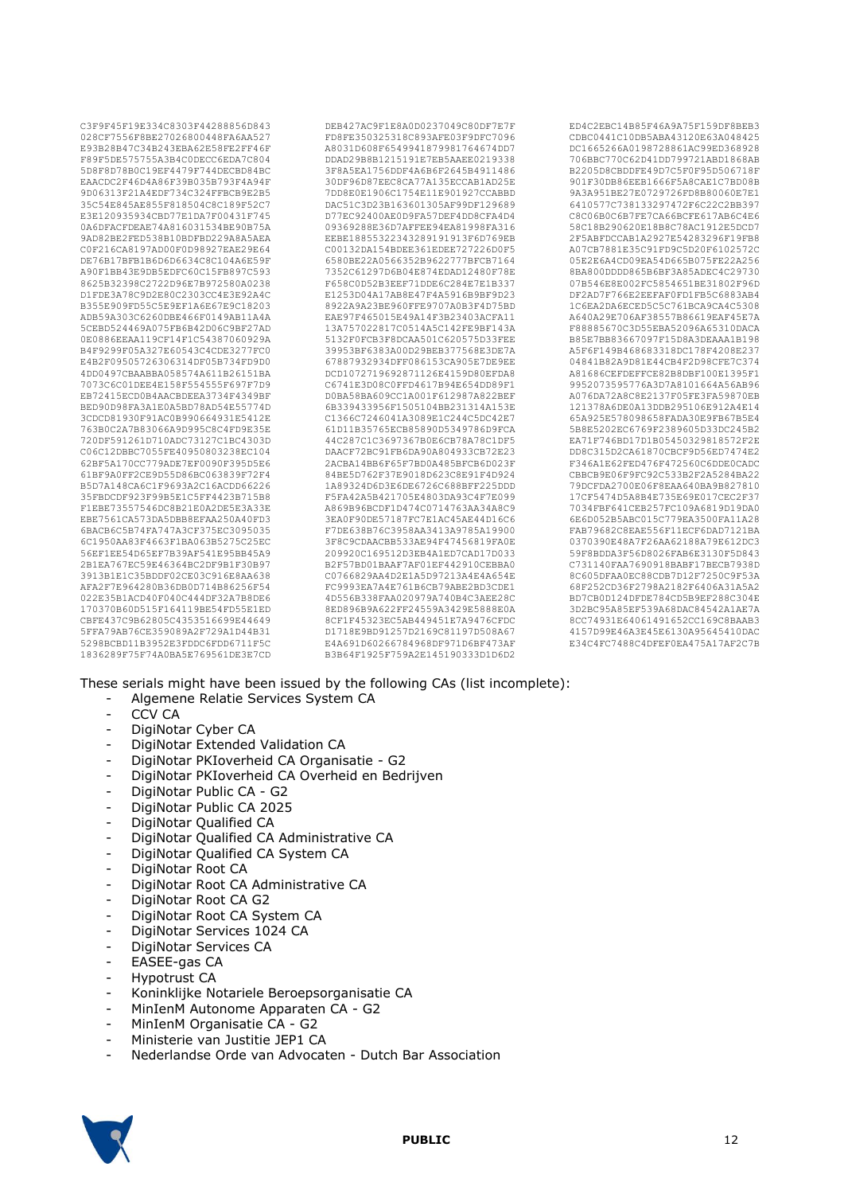```
C3F9F45F19E334C8303F44288856D843
028CF7556F8BE27026800448FA6AA527
E93B28B47C34B243EBA62E58FE2FF46F
F89F5DE575755A3B4C0DECC6EDA7C804
5D8F8D78B0C19EF4479F744DECBD84BC
EAACDC2F46D4A86F39B035B793F4A94F
9D06313F21A4EDF734C324FFBCB9E2B5
35C54E845AE855F818504C8C189F52C7
E3E120935934CBD77E1DA7F00431F745
0A6DFACFDEAE74A816031534BE90B75A
9AD82BE2FED538B10BDFBD229A8A5AEA
C0F216CA8197AD00F0D98927EAE29E64
DE76B17BFB1B6D6D6634C8C104A6E59F
A90F1BB43E9DB5EDFC60C15FB897C593
8625B32398C2722D96E7B972580A0238
D1FDE3A78C9D2E80C2303CC4E392A4C
B355E909FD55C5E9EF1A6E67E9C18203
ADB59A303C6260DBE466F0149AB11A4A
5CEBD524469A075FB6B42D06C9BF27AD
0E0886EEAA119CF14F1C54387060929A
B4F9299F05A327E60543C4CDE3277FC0
E4B2F09505726306314DF05B734FD9D0
4DD0497CBAABBA058574A611B26151BA
7073C6C01DEE4E158F554555F697F7D9
EB72415ECD0B4AACBDEEA3734F4349BF
BED90D98FA3A1E0A5BD78AD54E55774D
3CDCD81930F91AC0B990664931E5412E
763B0C2A7B83066A9D995C8C4FD9E35E
720DF591261D710ADC73127C1BC4303D
C06C12DBBC7055FE40950803238EC104
62BF5A170CC779ADE7EF0090F395D5E6
61BF9A0FF2CE9D55D86BC063839F72F4
B5D7A148CA6C1F9693A2C16ACDD66226
35FBDCDF923F99B5E1C5FF4423B715B8
F1EBE73557546DC8B21E0A2DE5E3A33E
EBE7561CA573DA5DBB8EFAA250A40FD3
6BACB6C5B74FA747A3CF375EC3095035
6C1950AA83F4663F1BA063B5275C25EC
56EF1EE54D65EF7B39AF541E95BB45A9
2B1EA767EC59E46364BC2DF9B1F30B97
3913B1E1C35BDDF02CE03C916E8AA638
AFA2F7E964280B36DB0D714B86256F54
022E35B1ACD40F040C444DF32A7B8DE6
170370B60D515F164119BE54FD55E1ED
CBFE437C9B62805C4353516699E44649
5FFA79AB76CE359089A2F729A1D44B31
5298BCBD11B3952E3FDDC6FDD6711F5C
1836289F75F74A0BA5E769561DE3E7CD
DEB427AC9F1E8A0D0237049C80DF7E7F
FD8FE350325318C893AFE03F9DFC7096
A8031D608F654994187998176467 4DD7
DDAD29B8B1215191E7EB5AAEE0219338
3F8A5EA1756DDF4A6B6F2645B4911486
30DF96D87EEC8CA77A135ECCAB1AD25E
7DD8E0E1906C1754E11E901927CCABBD
DAC51C3D23B163601305AF99DF129689
D77EC92400AE0D9FA57DEF4DD8CFA4D4
09369288E36D7AFFEE94EA81998FA316
EEBE1885532234328919191 3F6D769EB
C00132DA154BDEE361EDEE727226D0F5
6580BE22A0566352B9622777BFCB7164
7352C61297D6B04E874EDAD12480F78E
F658C0D52B3EEF71DDE6C284E7E1B337
E1253D04A17AB8E47F4A5916B9BF9D23
8922A9A23BE960FFE9707A0B3F4D75BD
EAE97F465015E49A14F3B23403ACFA11
13A757022817C0514A5C142FE9BF143A
5132F0FCB3F8DCAA501C620575D33FEE
39953BF6383A00D29BEB377568E3DE7A
67887932934DFF086153CA905E7DE9EE
DCD1072719692871126E4159D80EFDA8
C6741E3D08C0FFD4617B94E654DD89F1
D0BA58BA609CC1A001F612987A822BEF
6B339433956F1505104BB231314A153E
C1366C7246041A3089E1C244C5DC42E7
61D11B35765ECB85890D5349786D9FCA
44C287C1C3697367B0E6CB78A78C1DF5
DAACF72BC91FB6DA90A804933CB72E23
2ACBA14BB6F65F7BD0A485BFCB6D023F
84BE5D762F37E9018D623C8E91F4D924
1A89324D6D3E6DE6726C688BFF225DDD
F5FA42A5B421705E4803DA93C4F7E099
A869B96BCDF1D474C0714763AA34A8C9
3EA0F90DE57187FC7E1AC45AE44D16C6
F7DE638B76C3958AA3413A9785A19900
3F8C9CDAACBB533AE94F47456819FA0E
209920C169512D3EB4A1ED7CAD17D033
B2F57BD01BAAF7AF01EF442910CEBBA0
C0766829AA4D2E1A5D97213A4E4A654E
FC9993EA7A4E761B6CB79ABE2BD3CDE1
4D556B338FAA020979A740B4C3AEE28C
8ED896B9A622FF24559A3429E5888E0A
8CF1F45323EC5AB449451E7A9476CFDC
D1718E9BD91257D2169C81197D508A67
E4A691D60266784968DF971D6BF473AF
B3B64F1925F759A2E145190333D1D6D2
ED4C2EBC14B85F46A9A75F159DF8BEB3
CDBC0441C10DB5ABA43120E63A048425
DC1665266A0198728861AC99ED368928
706BBC770C62D41DD799721ABD1868AB
B2205D8CBDDFE49D7C5F0F95D506718F
901F30DB86EEB1666F5A8CAE1C7BD08B
9A3A951BE27E0729726FD8B80060E7E1
6410577C738133297472F6C22C2BB397
C8C06B0C6B7FE7CA66BCFE617AB6C4E6
58C18B290620E18B8C78AC1912E5DCD7
2F5ABFDCCAB1A2927E54283296F19FB8
A07CB7881E35C91FD9C5D20F6102572C
05E2E6A4CD09EA54D665B075FE22A256
8BA800DDDD865B6BF3A85ADEC4C29730
07B546E8E002FC5854651BE31802F96D
DF2AD7F766E2EEFAF0FD1FB5C6883AB4
1C6EA2DA6ECED5C5C761BCA9CA4C5308
A640A29E706AF38557B86619EAF45E7A
F88885670C3D55EBA52096A65310DACA
B85E7BB83667097F15D8A3DEAAA1B198
A5F6F149B468683318DC178F4208E237
04841B82A9D81E44CB4F2D98CFE7C374
A81686CEFDEFFCE82B8DBF100E1395F1
9952073595776A3D7A8101664A56AB96
A076DA72A8C8E2137F05FE3FA59870EB
121378A6DE0A13DDB295106E912A4E14
65A925E578098658FADA30E9FB67B5E4
5B8E5202EC6769F2389605D33DC245B2
EA71F746BD17D1B05450329818572F2E
DD8C315D2CA61870CBCF9D56ED7474E2
F346A1E62FED476F472560C6DDE0CADC
CBBCB9E06F9FC92C533B2F2A5284BA22
79DCFDA2700E06F8EAA640BA9B827810
17CF5474D5A8B4E735E69E017CEC2F37
7034FBF641CEB257FC109A6819D19DA0
6E6D052B5ABC015C779EA3500FA11A28
FAB79682C8EAE556F11ECF6DAD7121BA
0370390E48A7F26AA62188A79E612DC3
59F8BDDA3F56D8026FAB6E3130F5D843
C731140FAA7690918BABF17BECB7938D
8C605DFAA0EC88CDB7D12F7250C9F53A
68F252CD36F2798A2182F6406A31A5A2
BD7CB0D124DFDE784CD5B9EF288C304E
3D2BC95A85EF539A68DAC84542A1AE7A
8CC74931E64061491652CC169C8BAAB3
4157D99E46A3E45E6130A95645410DAC
E34C4FC7488C4DFEF0EA475A17AF2C7B
```

These serials might have been issued by the following CAs (list incomplete):

- Algemene Relatie Services System CA
- CCV CA
- DigiNotar Cyber CA
- DigiNotar Extended Validation CA
- DigiNotar PKIoverheid CA Organisatie - G2
- DigiNotar PKIoverheid CA Overheid en Bedrijven
- DigiNotar Public CA - G2
- DigiNotar Public CA 2025
- DigiNotar Qualified CA
- DigiNotar Qualified CA Administrative CA
- DigiNotar Qualified CA System CA
- DigiNotar Root CA
- DigiNotar Root CA Administrative CA
- DigiNotar Root CA G2
- DigiNotar Root CA System CA
- DigiNotar Services 1024 CA
- DigiNotar Services CA
- EASEE-gas CA
- Hypotrust CA
- Koninklijke Notariele Beroepsorganisatie CA
- MinIenM Autonome Apparaten CA - G2
- MinIenM Organisatie CA - G2
- Ministerie van Justitie JEP1 CA
- Nederlandse Orde van Advocaten - Dutch Bar Association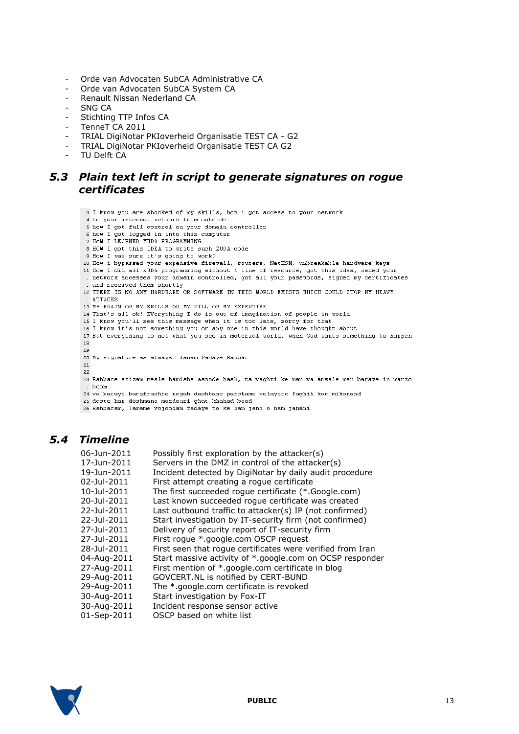- Orde van Advocaten SubCA Administrative CA
- Orde van Advocaten SubCA System CA
- Renault Nissan Nederland CA
- SNG CA
- Stichting TTP Infos CA
- TenneT CA 2011
- TRIAL DigiNotar PKIoverheid Organisatie TEST CA - G2
- TRIAL DigiNotar PKIoverheid Organisatie TEST CA G2
- TU Delft CA

## 5.3 Plain text left in script to generate signatures on rogue certificates

```
3 I know you are shocked of my skills, how i got access to your network
4 to your internal network from outside
5 how I got full control on your domain controller
6 how I got logged in into this computer
7 HoW I LEARNED XUDA PROGRAMMING
8 HOW I got this IDEA to write such XUDA code
9 How I was sure it's going to work?
10 How i bypassed your expensive firewall, routers, NetHSM, unbreakable hardware keys
11 How I did all xUDA programming without 1 line of resource, got this idea, owned your
 . network accesses your domain controlled, got all your passwords, signed my certificates
 . and received them shortly
12 THERE IS NO ANY HARDWARE OR SOFTWARE IN THIS WORLD EXISTS WHICH COULD STOP MY HEAVY
 . ATTACKS
13 MY BRAIN OR MY SKILLS OR MY WILL OR MY EXPERTISE
14 That's all ok! EVerything I do is out of imagination of people in world
15 I know you'll see this message when it is too late, sorry for that
16 I know it's not something you or any one in this world have thought about
17 But everything is not what you see in material world, when God wants something to happen
18
19
20 My signature as always: Janam Fadaye Rahbar
21
22
23 Rahbare azizam mesle hamishe asoode bash, ta vaghti ke man va amsale man baraye in marzo
 . boom
24 va baraye barafrashte negah dashtane parchame velayate faghih kar mikonand
25 daste har doshmano mozdouri ghat khahad bood
26 Rahbaram, Tamame vojoodam fadaye to ke ham jani o ham janani
```

## 5.4 Timeline

| | |
|---|---|
| 06-Jun-2011 | Possibly first exploration by the attacker(s) |
| 17-Jun-2011 | Servers in the DMZ in control of the attacker(s) |
| 19-Jun-2011 | Incident detected by DigiNotar by daily audit procedure |
| 02-Jul-2011 | First attempt creating a rogue certificate |
| 10-Jul-2011 | The first succeeded rogue certificate (*.Google.com) |
| 20-Jul-2011 | Last known succeeded rogue certificate was created |
| 22-Jul-2011 | Last outbound traffic to attacker(s) IP (not confirmed) |
| 22-Jul-2011 | Start investigation by IT-security firm (not confirmed) |
| 27-Jul-2011 | Delivery of security report of IT-security firm |
| 27-Jul-2011 | First rogue *.google.com OSCP request |
| 28-Jul-2011 | First seen that rogue certificates were verified from Iran |
| 04-Aug-2011 | Start massive activity of *.google.com on OCSP responder |
| 27-Aug-2011 | First mention of *.google.com certificate in blog |
| 29-Aug-2011 | GOVCERT.NL is notified by CERT-BUND |
| 29-Aug-2011 | The *.google.com certificate is revoked |
| 30-Aug-2011 | Start investigation by Fox-IT |
| 30-Aug-2011 | Incident response sensor active |
| 01-Sep-2011 | OSCP based on white list |

PUBLIC